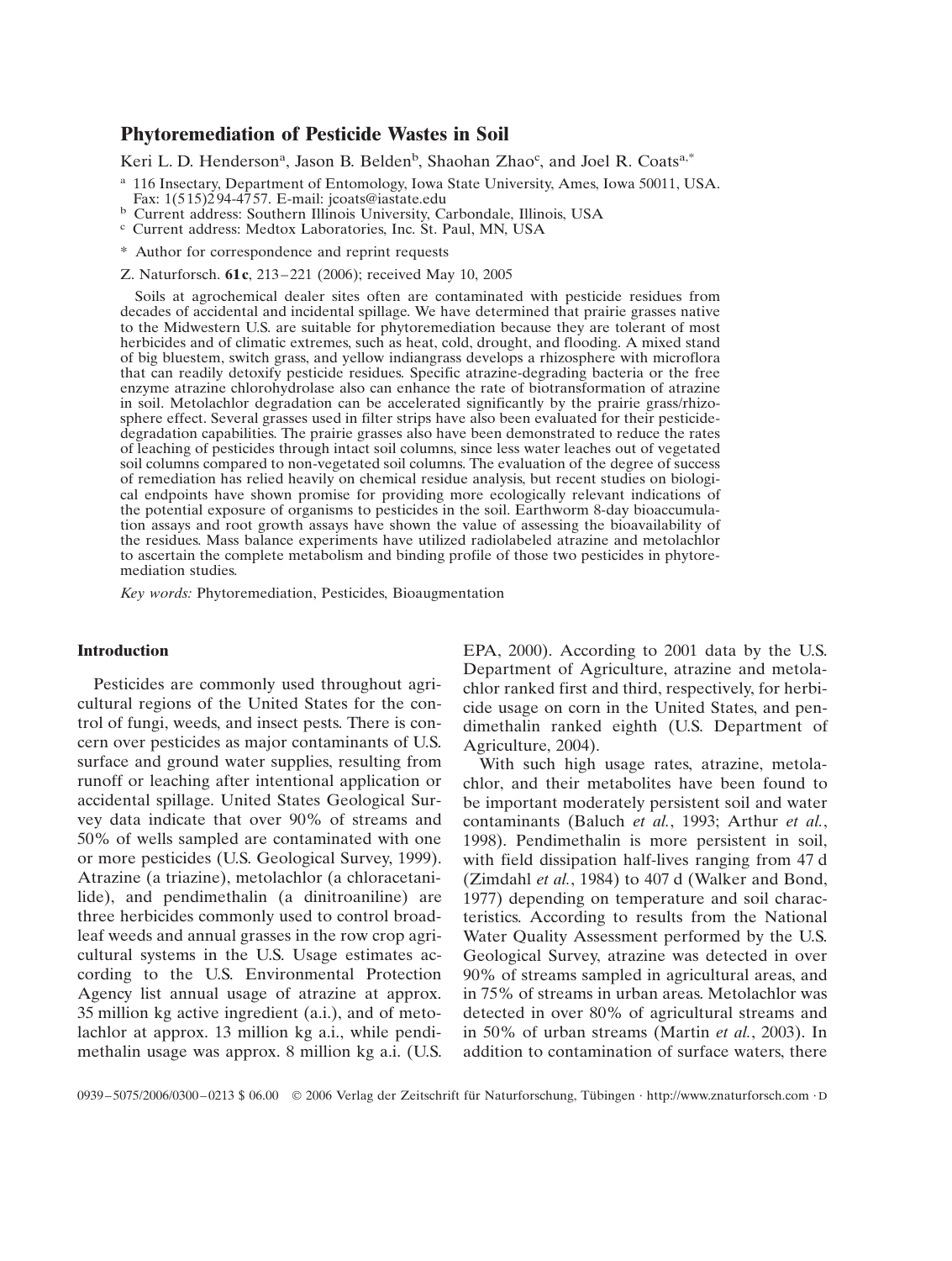# Phytoremediation of Pesticide Wastes in Soil

Keri L. D. Henderson[a], Jason B. Belden[b], Shaohan Zhao[c], and Joel R. Coats[a,*]

[a] 116 Insectary, Department of Entomology, Iowa State University, Ames, Iowa 50011, USA. Fax: 1(515)294-4757. E-mail: jcoats@iastate.edu

[b] Current address: Southern Illinois University, Carbondale, Illinois, USA

[c] Current address: Medtox Laboratories, Inc. St. Paul, MN, USA

\* Author for correspondence and reprint requests

Z. Naturforsch. **61c**, 213–221 (2006); received May 10, 2005

Soils at agrochemical dealer sites often are contaminated with pesticide residues from decades of accidental and incidental spillage. We have determined that prairie grasses native to the Midwestern U.S. are suitable for phytoremediation because they are tolerant of most herbicides and of climatic extremes, such as heat, cold, drought, and flooding. A mixed stand of big bluestem, switch grass, and yellow indiangrass develops a rhizosphere with microflora that can readily detoxify pesticide residues. Specific atrazine-degrading bacteria or the free enzyme atrazine chlorohydrolase also can enhance the rate of biotransformation of atrazine in soil. Metolachlor degradation can be accelerated significantly by the prairie grass/rhizosphere effect. Several grasses used in filter strips have also been evaluated for their pesticide-degradation capabilities. The prairie grasses also have been demonstrated to reduce the rates of leaching of pesticides through intact soil columns, since less water leaches out of vegetated soil columns compared to non-vegetated soil columns. The evaluation of the degree of success of remediation has relied heavily on chemical residue analysis, but recent studies on biological endpoints have shown promise for providing more ecologically relevant indications of the potential exposure of organisms to pesticides in the soil. Earthworm 8-day bioaccumulation assays and root growth assays have shown the value of assessing the bioavailability of the residues. Mass balance experiments have utilized radiolabeled atrazine and metolachlor to ascertain the complete metabolism and binding profile of those two pesticides in phytoremediation studies.

*Key words:* Phytoremediation, Pesticides, Bioaugmentation

## Introduction

Pesticides are commonly used throughout agricultural regions of the United States for the control of fungi, weeds, and insect pests. There is concern over pesticides as major contaminants of U.S. surface and ground water supplies, resulting from runoff or leaching after intentional application or accidental spillage. United States Geological Survey data indicate that over 90% of streams and 50% of wells sampled are contaminated with one or more pesticides (U.S. Geological Survey, 1999). Atrazine (a triazine), metolachlor (a chloracetanilide), and pendimethalin (a dinitroaniline) are three herbicides commonly used to control broadleaf weeds and annual grasses in the row crop agricultural systems in the U.S. Usage estimates according to the U.S. Environmental Protection Agency list annual usage of atrazine at approx. 35 million kg active ingredient (a.i.), and of metolachlor at approx. 13 million kg a.i., while pendimethalin usage was approx. 8 million kg a.i. (U.S. EPA, 2000). According to 2001 data by the U.S. Department of Agriculture, atrazine and metolachlor ranked first and third, respectively, for herbicide usage on corn in the United States, and pendimethalin ranked eighth (U.S. Department of Agriculture, 2004).

With such high usage rates, atrazine, metolachlor, and their metabolites have been found to be important moderately persistent soil and water contaminants (Baluch *et al.*, 1993; Arthur *et al.*, 1998). Pendimethalin is more persistent in soil, with field dissipation half-lives ranging from 47 d (Zimdahl *et al.*, 1984) to 407 d (Walker and Bond, 1977) depending on temperature and soil characteristics. According to results from the National Water Quality Assessment performed by the U.S. Geological Survey, atrazine was detected in over 90% of streams sampled in agricultural areas, and in 75% of streams in urban areas. Metolachlor was detected in over 80% of agricultural streams and in 50% of urban streams (Martin *et al.*, 2003). In addition to contamination of surface waters, there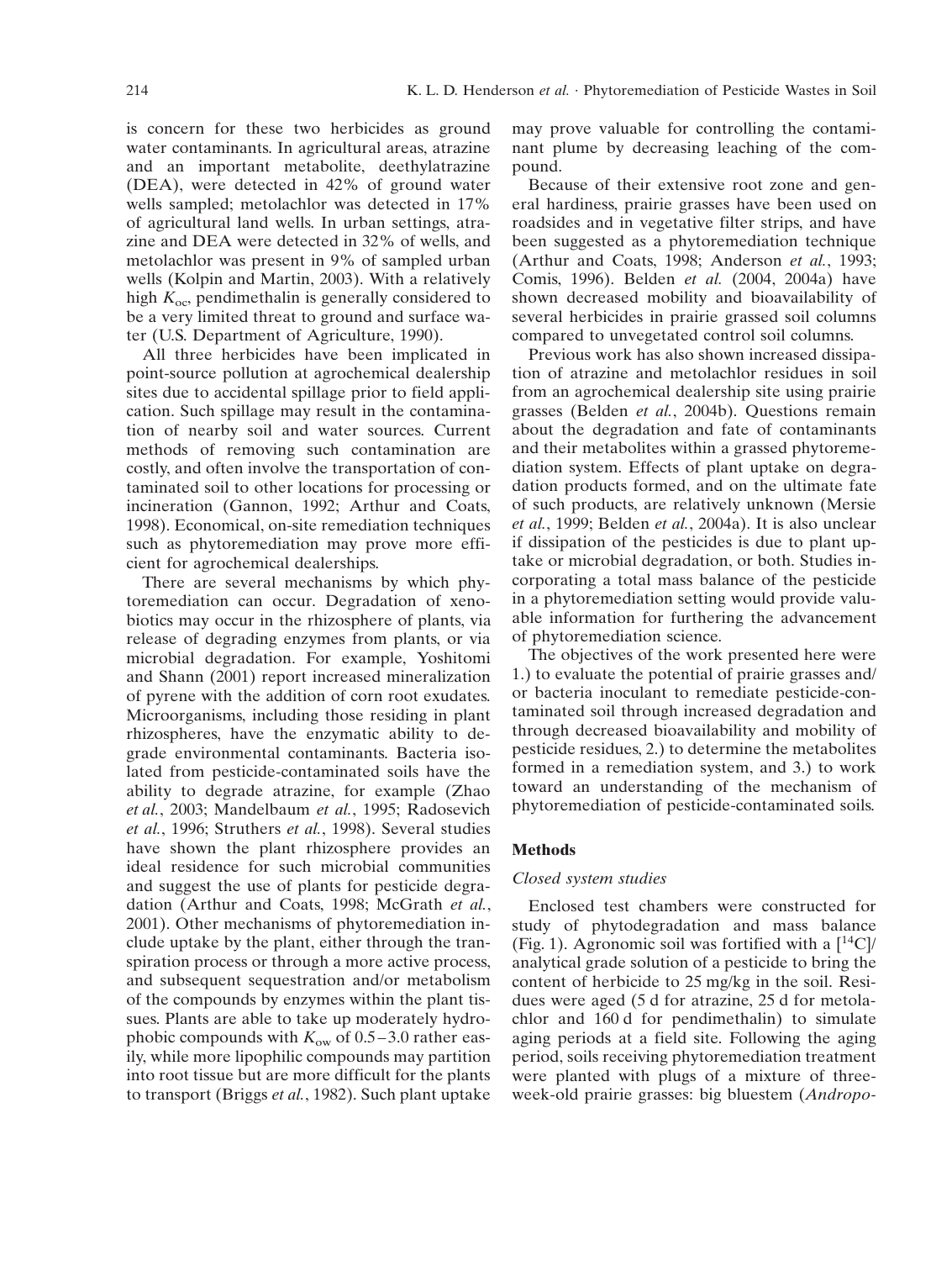is concern for these two herbicides as ground water contaminants. In agricultural areas, atrazine and an important metabolite, deethylatrazine (DEA), were detected in 42% of ground water wells sampled; metolachlor was detected in 17% of agricultural land wells. In urban settings, atrazine and DEA were detected in 32% of wells, and metolachlor was present in 9% of sampled urban wells (Kolpin and Martin, 2003). With a relatively high $K_{oc}$, pendimethalin is generally considered to be a very limited threat to ground and surface water (U.S. Department of Agriculture, 1990).

All three herbicides have been implicated in point-source pollution at agrochemical dealership sites due to accidental spillage prior to field application. Such spillage may result in the contamination of nearby soil and water sources. Current methods of removing such contamination are costly, and often involve the transportation of contaminated soil to other locations for processing or incineration (Gannon, 1992; Arthur and Coats, 1998). Economical, on-site remediation techniques such as phytoremediation may prove more efficient for agrochemical dealerships.

There are several mechanisms by which phytoremediation can occur. Degradation of xenobiotics may occur in the rhizosphere of plants, via release of degrading enzymes from plants, or via microbial degradation. For example, Yoshitomi and Shann (2001) report increased mineralization of pyrene with the addition of corn root exudates. Microorganisms, including those residing in plant rhizospheres, have the enzymatic ability to degrade environmental contaminants. Bacteria isolated from pesticide-contaminated soils have the ability to degrade atrazine, for example (Zhao *et al.*, 2003; Mandelbaum *et al.*, 1995; Radosevich *et al.*, 1996; Struthers *et al.*, 1998). Several studies have shown the plant rhizosphere provides an ideal residence for such microbial communities and suggest the use of plants for pesticide degradation (Arthur and Coats, 1998; McGrath *et al.*, 2001). Other mechanisms of phytoremediation include uptake by the plant, either through the transpiration process or through a more active process, and subsequent sequestration and/or metabolism of the compounds by enzymes within the plant tissues. Plants are able to take up moderately hydrophobic compounds with $K_{ow}$ of 0.5–3.0 rather easily, while more lipophilic compounds may partition into root tissue but are more difficult for the plants to transport (Briggs *et al.*, 1982). Such plant uptake may prove valuable for controlling the contaminant plume by decreasing leaching of the compound.

Because of their extensive root zone and general hardiness, prairie grasses have been used on roadsides and in vegetative filter strips, and have been suggested as a phytoremediation technique (Arthur and Coats, 1998; Anderson *et al.*, 1993; Comis, 1996). Belden *et al.* (2004, 2004a) have shown decreased mobility and bioavailability of several herbicides in prairie grassed soil columns compared to unvegetated control soil columns.

Previous work has also shown increased dissipation of atrazine and metolachlor residues in soil from an agrochemical dealership site using prairie grasses (Belden *et al.*, 2004b). Questions remain about the degradation and fate of contaminants and their metabolites within a grassed phytoremediation system. Effects of plant uptake on degradation products formed, and on the ultimate fate of such products, are relatively unknown (Mersie *et al.*, 1999; Belden *et al.*, 2004a). It is also unclear if dissipation of the pesticides is due to plant uptake or microbial degradation, or both. Studies incorporating a total mass balance of the pesticide in a phytoremediation setting would provide valuable information for furthering the advancement of phytoremediation science.

The objectives of the work presented here were 1.) to evaluate the potential of prairie grasses and/or bacteria inoculant to remediate pesticide-contaminated soil through increased degradation and through decreased bioavailability and mobility of pesticide residues, 2.) to determine the metabolites formed in a remediation system, and 3.) to work toward an understanding of the mechanism of phytoremediation of pesticide-contaminated soils.

## Methods

### *Closed system studies*

Enclosed test chambers were constructed for study of phytodegradation and mass balance (Fig. 1). Agronomic soil was fortified with a [$^{14}$C]/analytical grade solution of a pesticide to bring the content of herbicide to 25 mg/kg in the soil. Residues were aged (5 d for atrazine, 25 d for metolachlor and 160 d for pendimethalin) to simulate aging periods at a field site. Following the aging period, soils receiving phytoremediation treatment were planted with plugs of a mixture of three-week-old prairie grasses: big bluestem (*Andropo-*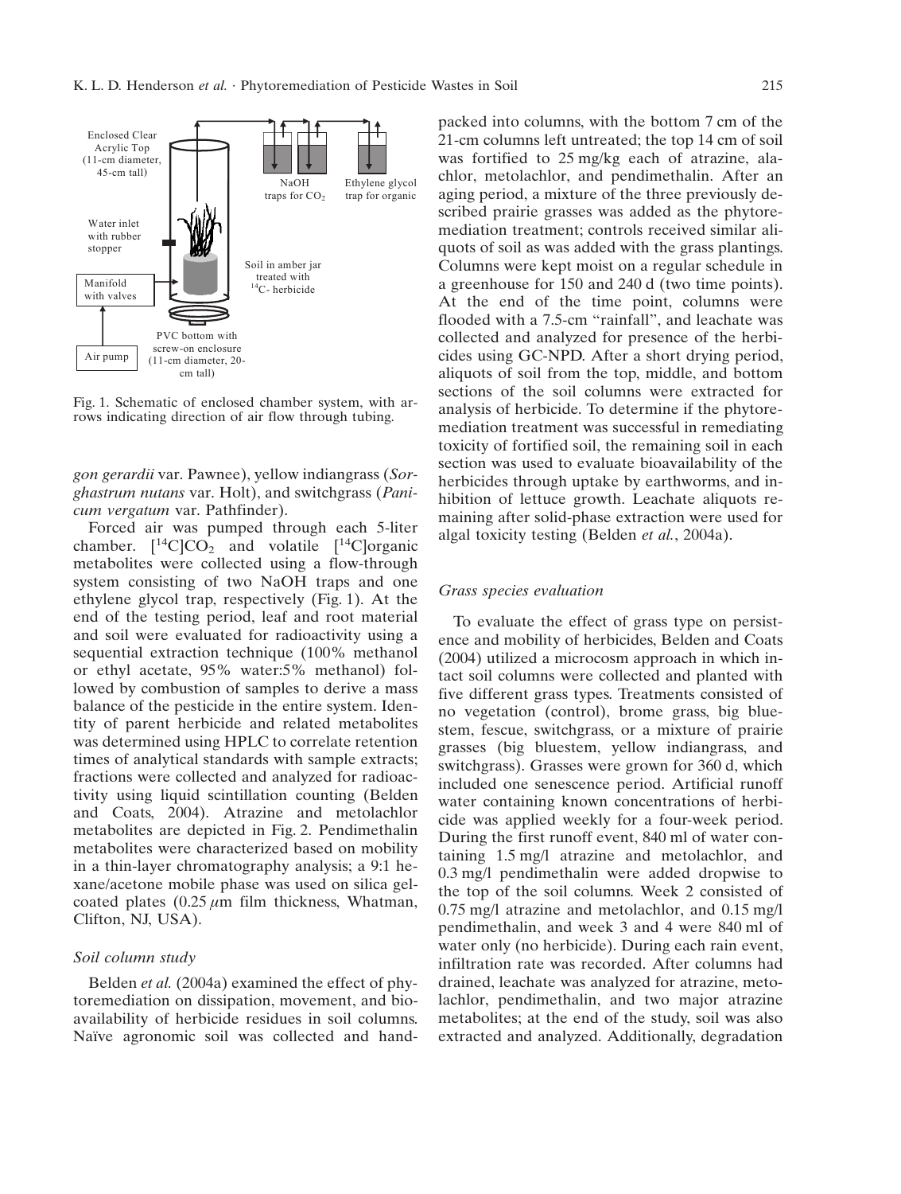Fig. 1. Schematic of enclosed chamber system, with arrows indicating direction of air flow through tubing.

*gon gerardii* var. Pawnee), yellow indiangrass (*Sorghastrum nutans* var. Holt), and switchgrass (*Panicum vergatum* var. Pathfinder).

Forced air was pumped through each 5-liter chamber. [$^{14}$C]$CO_2$ and volatile [$^{14}$C]organic metabolites were collected using a flow-through system consisting of two NaOH traps and one ethylene glycol trap, respectively (Fig. 1). At the end of the testing period, leaf and root material and soil were evaluated for radioactivity using a sequential extraction technique (100% methanol or ethyl acetate, 95% water:5% methanol) followed by combustion of samples to derive a mass balance of the pesticide in the entire system. Identity of parent herbicide and related metabolites was determined using HPLC to correlate retention times of analytical standards with sample extracts; fractions were collected and analyzed for radioactivity using liquid scintillation counting (Belden and Coats, 2004). Atrazine and metolachlor metabolites are depicted in Fig. 2. Pendimethalin metabolites were characterized based on mobility in a thin-layer chromatography analysis; a 9:1 hexane/acetone mobile phase was used on silica gel-coated plates (0.25 $\mu$m film thickness, Whatman, Clifton, NJ, USA).

### Soil column study

Belden *et al.* (2004a) examined the effect of phytoremediation on dissipation, movement, and bioavailability of herbicide residues in soil columns. Naïve agronomic soil was collected and hand-packed into columns, with the bottom 7 cm of the 21-cm columns left untreated; the top 14 cm of soil was fortified to 25 mg/kg each of atrazine, alachlor, metolachlor, and pendimethalin. After an aging period, a mixture of the three previously described prairie grasses was added as the phytoremediation treatment; controls received similar aliquots of soil as was added with the grass plantings. Columns were kept moist on a regular schedule in a greenhouse for 150 and 240 d (two time points). At the end of the time point, columns were flooded with a 7.5-cm "rainfall", and leachate was collected and analyzed for presence of the herbicides using GC-NPD. After a short drying period, aliquots of soil from the top, middle, and bottom sections of the soil columns were extracted for analysis of herbicide. To determine if the phytoremediation treatment was successful in remediating toxicity of fortified soil, the remaining soil in each section was used to evaluate bioavailability of the herbicides through uptake by earthworms, and inhibition of lettuce growth. Leachate aliquots remaining after solid-phase extraction were used for algal toxicity testing (Belden *et al.*, 2004a).

### Grass species evaluation

To evaluate the effect of grass type on persistence and mobility of herbicides, Belden and Coats (2004) utilized a microcosm approach in which intact soil columns were collected and planted with five different grass types. Treatments consisted of no vegetation (control), brome grass, big bluestem, fescue, switchgrass, or a mixture of prairie grasses (big bluestem, yellow indiangrass, and switchgrass). Grasses were grown for 360 d, which included one senescence period. Artificial runoff water containing known concentrations of herbicide was applied weekly for a four-week period. During the first runoff event, 840 ml of water containing 1.5 mg/l atrazine and metolachlor, and 0.3 mg/l pendimethalin were added dropwise to the top of the soil columns. Week 2 consisted of 0.75 mg/l atrazine and metolachlor, and 0.15 mg/l pendimethalin, and week 3 and 4 were 840 ml of water only (no herbicide). During each rain event, infiltration rate was recorded. After columns had drained, leachate was analyzed for atrazine, metolachlor, pendimethalin, and two major atrazine metabolites; at the end of the study, soil was also extracted and analyzed. Additionally, degradation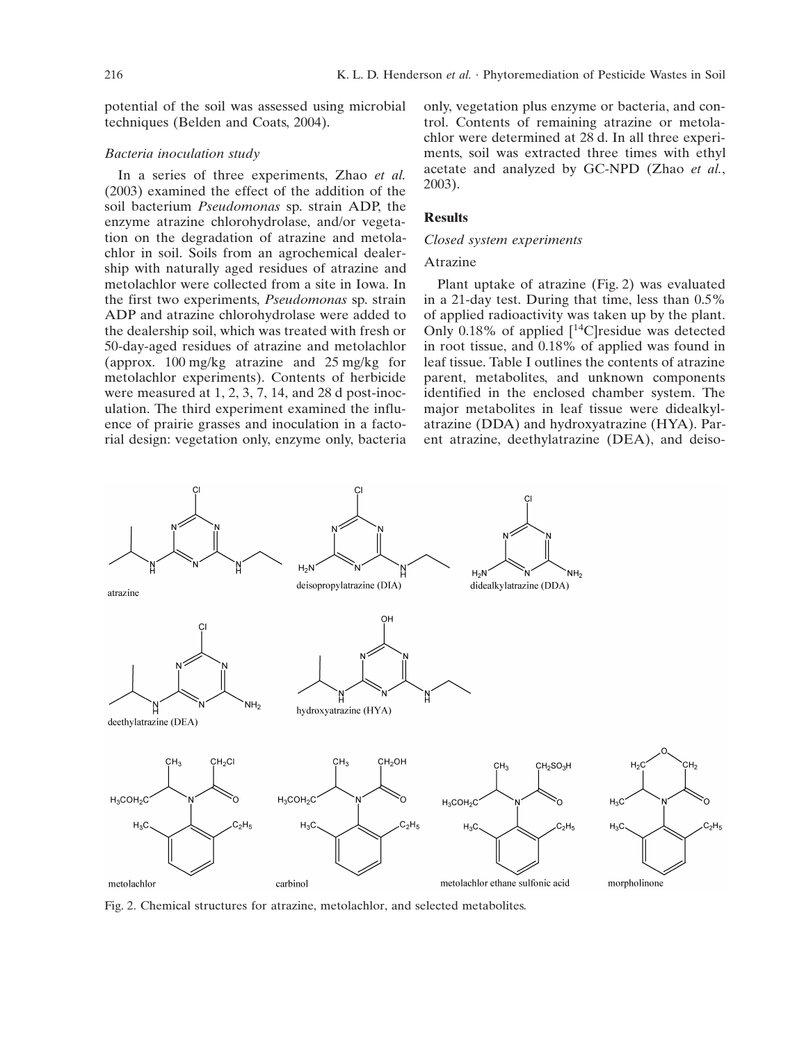potential of the soil was assessed using microbial techniques (Belden and Coats, 2004).

### *Bacteria inoculation study*

In a series of three experiments, Zhao *et al.* (2003) examined the effect of the addition of the soil bacterium *Pseudomonas* sp. strain ADP, the enzyme atrazine chlorohydrolase, and/or vegetation on the degradation of atrazine and metolachlor in soil. Soils from an agrochemical dealership with naturally aged residues of atrazine and metolachlor were collected from a site in Iowa. In the first two experiments, *Pseudomonas* sp. strain ADP and atrazine chlorohydrolase were added to the dealership soil, which was treated with fresh or 50-day-aged residues of atrazine and metolachlor (approx. 100 mg/kg atrazine and 25 mg/kg for metolachlor experiments). Contents of herbicide were measured at 1, 2, 3, 7, 14, and 28 d post-inoculation. The third experiment examined the influence of prairie grasses and inoculation in a factorial design: vegetation only, enzyme only, bacteria only, vegetation plus enzyme or bacteria, and control. Contents of remaining atrazine or metolachlor were determined at 28 d. In all three experiments, soil was extracted three times with ethyl acetate and analyzed by GC-NPD (Zhao *et al.*, 2003).

## Results

### *Closed system experiments*

#### Atrazine

Plant uptake of atrazine (Fig. 2) was evaluated in a 21-day test. During that time, less than 0.5% of applied radioactivity was taken up by the plant. Only 0.18% of applied [$^{14}$C]residue was detected in root tissue, and 0.18% of applied was found in leaf tissue. Table I outlines the contents of atrazine parent, metabolites, and unknown components identified in the enclosed chamber system. The major metabolites in leaf tissue were didealkylatrazine (DDA) and hydroxyatrazine (HYA). Parent atrazine, deethylatrazine (DEA), and deiso-

Fig. 2. Chemical structures for atrazine, metolachlor, and selected metabolites.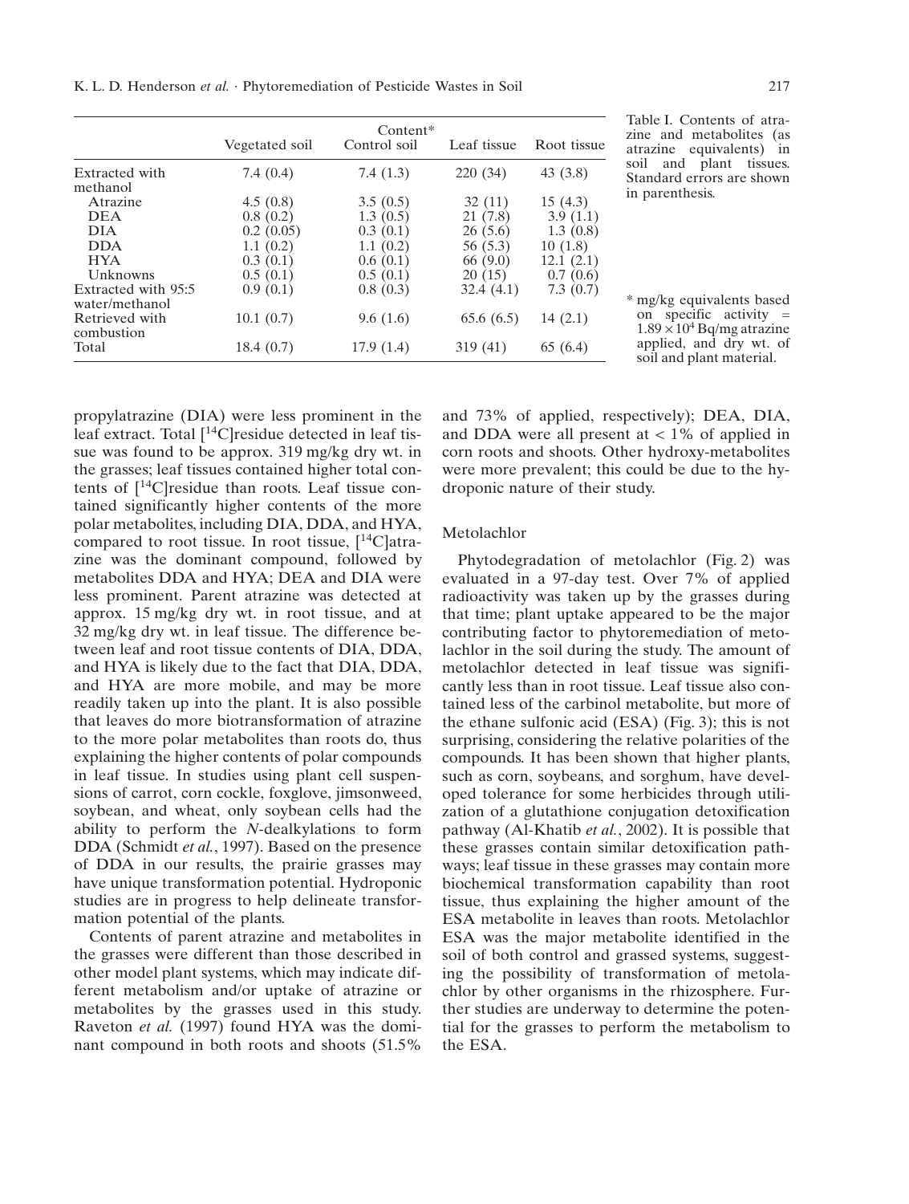Table I. Contents of atrazine and metabolites (as atrazine equivalents) in soil and plant tissues. Standard errors are shown in parenthesis.

| | Content* | | | |
|---|---|---|---|---|
| | Vegetated soil | Control soil | Leaf tissue | Root tissue |
| Extracted with methanol | 7.4 (0.4) | 7.4 (1.3) | 220 (34) | 43 (3.8) |
| Atrazine | 4.5 (0.8) | 3.5 (0.5) | 32 (11) | 15 (4.3) |
| DEA | 0.8 (0.2) | 1.3 (0.5) | 21 (7.8) | 3.9 (1.1) |
| DIA | 0.2 (0.05) | 0.3 (0.1) | 26 (5.6) | 1.3 (0.8) |
| DDA | 1.1 (0.2) | 1.1 (0.2) | 56 (5.3) | 10 (1.8) |
| HYA | 0.3 (0.1) | 0.6 (0.1) | 66 (9.0) | 12.1 (2.1) |
| Unknowns | 0.5 (0.1) | 0.5 (0.1) | 20 (15) | 0.7 (0.6) |
| Extracted with 95:5 water/methanol | 0.9 (0.1) | 0.8 (0.3) | 32.4 (4.1) | 7.3 (0.7) |
| Retrieved with combustion | 10.1 (0.7) | 9.6 (1.6) | 65.6 (6.5) | 14 (2.1) |
| Total | 18.4 (0.7) | 17.9 (1.4) | 319 (41) | 65 (6.4) |

\* mg/kg equivalents based on specific activity = $1.89 \times 10^4$ Bq/mg atrazine applied, and dry wt. of soil and plant material.

propylatrazine (DIA) were less prominent in the leaf extract. Total [$^{14}$C]residue detected in leaf tissue was found to be approx. 319 mg/kg dry wt. in the grasses; leaf tissues contained higher total contents of [$^{14}$C]residue than roots. Leaf tissue contained significantly higher contents of the more polar metabolites, including DIA, DDA, and HYA, compared to root tissue. In root tissue, [$^{14}$C]atrazine was the dominant compound, followed by metabolites DDA and HYA; DEA and DIA were less prominent. Parent atrazine was detected at approx. 15 mg/kg dry wt. in root tissue, and at 32 mg/kg dry wt. in leaf tissue. The difference between leaf and root tissue contents of DIA, DDA, and HYA is likely due to the fact that DIA, DDA, and HYA are more mobile, and may be more readily taken up into the plant. It is also possible that leaves do more biotransformation of atrazine to the more polar metabolites than roots do, thus explaining the higher contents of polar compounds in leaf tissue. In studies using plant cell suspensions of carrot, corn cockle, foxglove, jimsonweed, soybean, and wheat, only soybean cells had the ability to perform the *N*-dealkylations to form DDA (Schmidt *et al.*, 1997). Based on the presence of DDA in our results, the prairie grasses may have unique transformation potential. Hydroponic studies are in progress to help delineate transformation potential of the plants.

Contents of parent atrazine and metabolites in the grasses were different than those described in other model plant systems, which may indicate different metabolism and/or uptake of atrazine or metabolites by the grasses used in this study. Raveton *et al.* (1997) found HYA was the dominant compound in both roots and shoots (51.5% and 73% of applied, respectively); DEA, DIA, and DDA were all present at < 1% of applied in corn roots and shoots. Other hydroxy-metabolites were more prevalent; this could be due to the hydroponic nature of their study.

### Metolachlor

Phytodegradation of metolachlor (Fig. 2) was evaluated in a 97-day test. Over 7% of applied radioactivity was taken up by the grasses during that time; plant uptake appeared to be the major contributing factor to phytoremediation of metolachlor in the soil during the study. The amount of metolachlor detected in leaf tissue was significantly less than in root tissue. Leaf tissue also contained less of the carbinol metabolite, but more of the ethane sulfonic acid (ESA) (Fig. 3); this is not surprising, considering the relative polarities of the compounds. It has been shown that higher plants, such as corn, soybeans, and sorghum, have developed tolerance for some herbicides through utilization of a glutathione conjugation detoxification pathway (Al-Khatib *et al.*, 2002). It is possible that these grasses contain similar detoxification pathways; leaf tissue in these grasses may contain more biochemical transformation capability than root tissue, thus explaining the higher amount of the ESA metabolite in leaves than roots. Metolachlor ESA was the major metabolite identified in the soil of both control and grassed systems, suggesting the possibility of transformation of metolachlor by other organisms in the rhizosphere. Further studies are underway to determine the potential for the grasses to perform the metabolism to the ESA.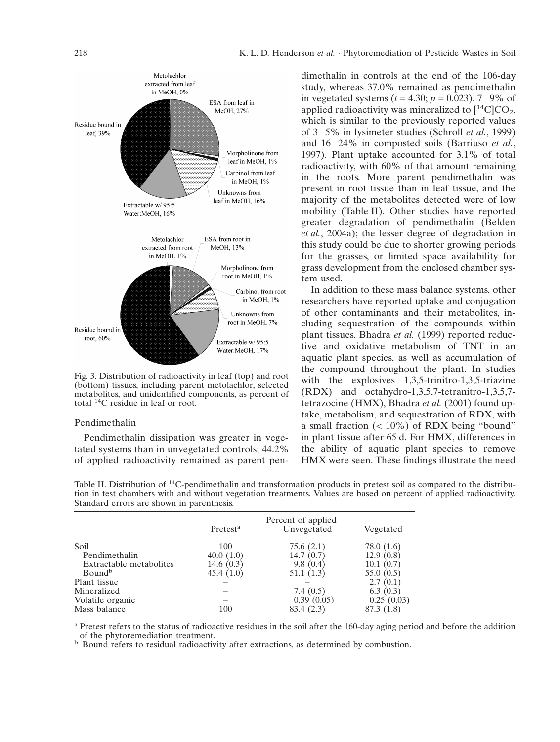Fig. 3. Distribution of radioactivity in leaf (top) and root (bottom) tissues, including parent metolachlor, selected metabolites, and unidentified components, as percent of total $^{14}$C residue in leaf or root.

## Pendimethalin

Pendimethalin dissipation was greater in vegetated systems than in unvegetated controls; 44.2% of applied radioactivity remained as parent pendimethalin in controls at the end of the 106-day study, whereas 37.0% remained as pendimethalin in vegetated systems ($t = 4.30$; $p = 0.023$). 7–9% of applied radioactivity was mineralized to [$^{14}$C]$CO_2$, which is similar to the previously reported values of 3–5% in lysimeter studies (Schroll *et al.*, 1999) and 16–24% in composted soils (Barriuso *et al.*, 1997). Plant uptake accounted for 3.1% of total radioactivity, with 60% of that amount remaining in the roots. More parent pendimethalin was present in root tissue than in leaf tissue, and the majority of the metabolites detected were of low mobility (Table II). Other studies have reported greater degradation of pendimethalin (Belden *et al.*, 2004a); the lesser degree of degradation in this study could be due to shorter growing periods for the grasses, or limited space availability for grass development from the enclosed chamber system used.

In addition to these mass balance systems, other researchers have reported uptake and conjugation of other contaminants and their metabolites, including sequestration of the compounds within plant tissues. Bhadra *et al.* (1999) reported reductive and oxidative metabolism of TNT in an aquatic plant species, as well as accumulation of the compound throughout the plant. In studies with the explosives 1,3,5-trinitro-1,3,5-triazine (RDX) and octahydro-1,3,5,7-tetranitro-1,3,5,7-tetrazocine (HMX), Bhadra *et al.* (2001) found uptake, metabolism, and sequestration of RDX, with a small fraction (< 10%) of RDX being "bound" in plant tissue after 65 d. For HMX, differences in the ability of aquatic plant species to remove HMX were seen. These findings illustrate the need

Table II. Distribution of $^{14}$C-pendimethalin and transformation products in pretest soil as compared to the distribution in test chambers with and without vegetation treatments. Values are based on percent of applied radioactivity. Standard errors are shown in parenthesis.

| | Percent of applied | | |
|---|---|---|---|
| | Pretest[a] | Unvegetated | Vegetated |
| Soil | 100 | 75.6 (2.1) | 78.0 (1.6) |
| Pendimethalin | 40.0 (1.0) | 14.7 (0.7) | 12.9 (0.8) |
| Extractable metabolites | 14.6 (0.3) | 9.8 (0.4) | 10.1 (0.7) |
| Bound[b] | 45.4 (1.0) | 51.1 (1.3) | 55.0 (0.5) |
| Plant tissue | – | – | 2.7 (0.1) |
| Mineralized | – | 7.4 (0.5) | 6.3 (0.3) |
| Volatile organic | – | 0.39 (0.05) | 0.25 (0.03) |
| Mass balance | 100 | 83.4 (2.3) | 87.3 (1.8) |

[a] Pretest refers to the status of radioactive residues in the soil after the 160-day aging period and before the addition of the phytoremediation treatment.

[b] Bound refers to residual radioactivity after extractions, as determined by combustion.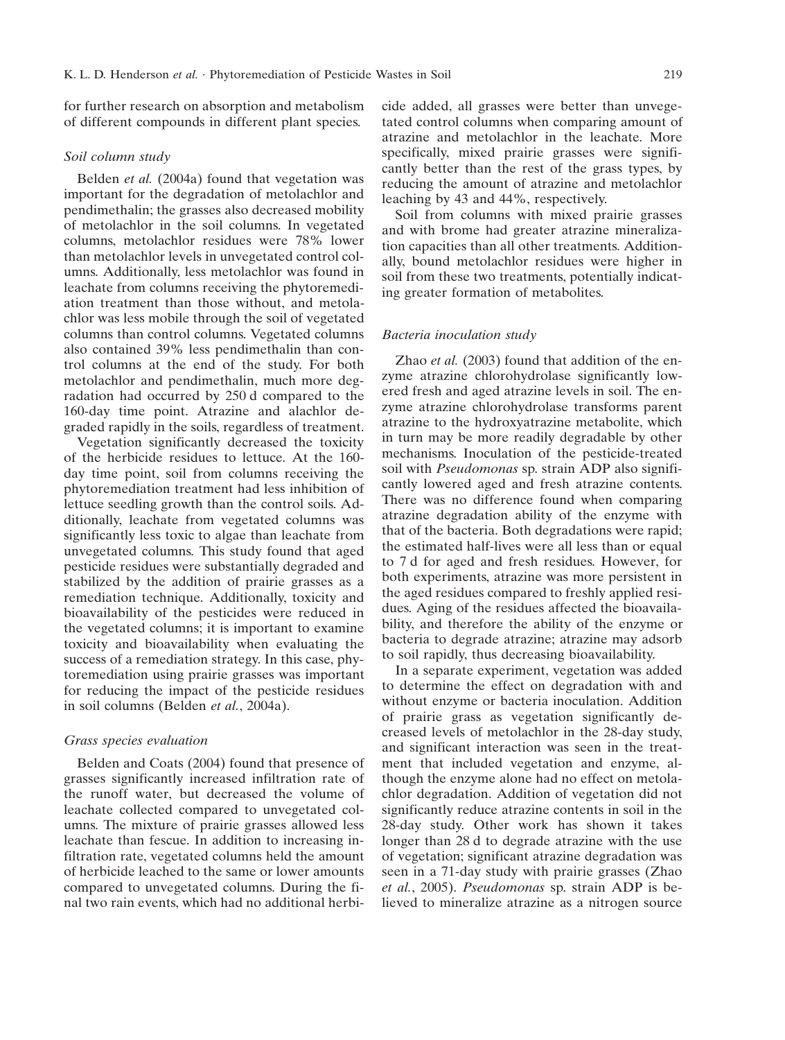for further research on absorption and metabolism of different compounds in different plant species.

### *Soil column study*

Belden *et al.* (2004a) found that vegetation was important for the degradation of metolachlor and pendimethalin; the grasses also decreased mobility of metolachlor in the soil columns. In vegetated columns, metolachlor residues were 78% lower than metolachlor levels in unvegetated control columns. Additionally, less metolachlor was found in leachate from columns receiving the phytoremediation treatment than those without, and metolachlor was less mobile through the soil of vegetated columns than control columns. Vegetated columns also contained 39% less pendimethalin than control columns at the end of the study. For both metolachlor and pendimethalin, much more degradation had occurred by 250 d compared to the 160-day time point. Atrazine and alachlor degraded rapidly in the soils, regardless of treatment.

Vegetation significantly decreased the toxicity of the herbicide residues to lettuce. At the 160-day time point, soil from columns receiving the phytoremediation treatment had less inhibition of lettuce seedling growth than the control soils. Additionally, leachate from vegetated columns was significantly less toxic to algae than leachate from unvegetated columns. This study found that aged pesticide residues were substantially degraded and stabilized by the addition of prairie grasses as a remediation technique. Additionally, toxicity and bioavailability of the pesticides were reduced in the vegetated columns; it is important to examine toxicity and bioavailability when evaluating the success of a remediation strategy. In this case, phytoremediation using prairie grasses was important for reducing the impact of the pesticide residues in soil columns (Belden *et al.*, 2004a).

### *Grass species evaluation*

Belden and Coats (2004) found that presence of grasses significantly increased infiltration rate of the runoff water, but decreased the volume of leachate collected compared to unvegetated columns. The mixture of prairie grasses allowed less leachate than fescue. In addition to increasing infiltration rate, vegetated columns held the amount of herbicide leached to the same or lower amounts compared to unvegetated columns. During the final two rain events, which had no additional herbicide added, all grasses were better than unvegetated control columns when comparing amount of atrazine and metolachlor in the leachate. More specifically, mixed prairie grasses were significantly better than the rest of the grass types, by reducing the amount of atrazine and metolachlor leaching by 43 and 44%, respectively.

Soil from columns with mixed prairie grasses and with brome had greater atrazine mineralization capacities than all other treatments. Additionally, bound metolachlor residues were higher in soil from these two treatments, potentially indicating greater formation of metabolites.

### *Bacteria inoculation study*

Zhao *et al.* (2003) found that addition of the enzyme atrazine chlorohydrolase significantly lowered fresh and aged atrazine levels in soil. The enzyme atrazine chlorohydrolase transforms parent atrazine to the hydroxyatrazine metabolite, which in turn may be more readily degradable by other mechanisms. Inoculation of the pesticide-treated soil with *Pseudomonas* sp. strain ADP also significantly lowered aged and fresh atrazine contents. There was no difference found when comparing atrazine degradation ability of the enzyme with that of the bacteria. Both degradations were rapid; the estimated half-lives were all less than or equal to 7 d for aged and fresh residues. However, for both experiments, atrazine was more persistent in the aged residues compared to freshly applied residues. Aging of the residues affected the bioavailability, and therefore the ability of the enzyme or bacteria to degrade atrazine; atrazine may adsorb to soil rapidly, thus decreasing bioavailability.

In a separate experiment, vegetation was added to determine the effect on degradation with and without enzyme or bacteria inoculation. Addition of prairie grass as vegetation significantly decreased levels of metolachlor in the 28-day study, and significant interaction was seen in the treatment that included vegetation and enzyme, although the enzyme alone had no effect on metolachlor degradation. Addition of vegetation did not significantly reduce atrazine contents in soil in the 28-day study. Other work has shown it takes longer than 28 d to degrade atrazine with the use of vegetation; significant atrazine degradation was seen in a 71-day study with prairie grasses (Zhao *et al.*, 2005). *Pseudomonas* sp. strain ADP is believed to mineralize atrazine as a nitrogen source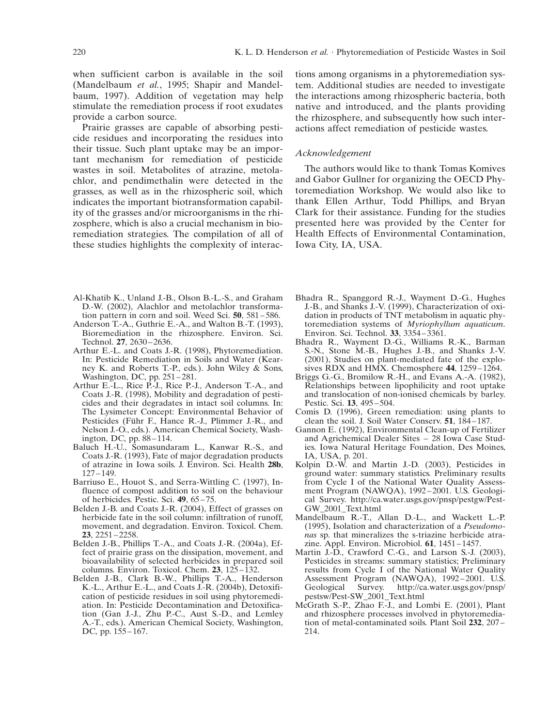when sufficient carbon is available in the soil (Mandelbaum *et al.*, 1995; Shapir and Mandelbaum, 1997). Addition of vegetation may help stimulate the remediation process if root exudates provide a carbon source.

Prairie grasses are capable of absorbing pesticide residues and incorporating the residues into their tissue. Such plant uptake may be an important mechanism for remediation of pesticide wastes in soil. Metabolites of atrazine, metolachlor, and pendimethalin were detected in the grasses, as well as in the rhizospheric soil, which indicates the important biotransformation capability of the grasses and/or microorganisms in the rhizosphere, which is also a crucial mechanism in bioremediation strategies. The compilation of all of these studies highlights the complexity of interactions among organisms in a phytoremediation system. Additional studies are needed to investigate the interactions among rhizospheric bacteria, both native and introduced, and the plants providing the rhizosphere, and subsequently how such interactions affect remediation of pesticide wastes.

### *Acknowledgement*

The authors would like to thank Tomas Komives and Gabor Gullner for organizing the OECD Phytoremediation Workshop. We would also like to thank Ellen Arthur, Todd Phillips, and Bryan Clark for their assistance. Funding for the studies presented here was provided by the Center for Health Effects of Environmental Contamination, Iowa City, IA, USA.

Al-Khatib K., Unland J.-B., Olson B.-L.-S., and Graham D.-W. (2002), Alachlor and metolachlor transformation pattern in corn and soil. Weed Sci. **50**, 581–586.

Anderson T.-A., Guthrie E.-A., and Walton B.-T. (1993), Bioremediation in the rhizosphere. Environ. Sci. Technol. **27**, 2630–2636.

Arthur E.-L. and Coats J.-R. (1998), Phytoremediation. In: Pesticide Remediation in Soils and Water (Kearney K. and Roberts T.-P., eds.). John Wiley & Sons, Washington, DC, pp. 251–281.

Arthur E.-L., Rice P.-J., Rice P.-J., Anderson T.-A., and Coats J.-R. (1998), Mobility and degradation of pesticides and their degradates in intact soil columns. In: The Lysimeter Concept: Environmental Behavior of Pesticides (Führ F., Hance R.-J., Plimmer J.-R., and Nelson J.-O., eds.). American Chemical Society, Washington, DC, pp. 88–114.

Baluch H.-U., Somasundaram L., Kanwar R.-S., and Coats J.-R. (1993), Fate of major degradation products of atrazine in Iowa soils. J. Environ. Sci. Health **28b**, 127–149.

Barriuso E., Houot S., and Serra-Wittling C. (1997), Influence of compost addition to soil on the behaviour of herbicides. Pestic. Sci. **49**, 65–75.

Belden J.-B. and Coats J.-R. (2004), Effect of grasses on herbicide fate in the soil column: infiltration of runoff, movement, and degradation. Environ. Toxicol. Chem. **23**, 2251–2258.

Belden J.-B., Phillips T.-A., and Coats J.-R. (2004a), Effect of prairie grass on the dissipation, movement, and bioavailability of selected herbicides in prepared soil columns. Environ. Toxicol. Chem. **23**, 125–132.

Belden J.-B., Clark B.-W., Phillips T.-A., Henderson K.-L., Arthur E.-L., and Coats J.-R. (2004b), Detoxification of pesticide residues in soil using phytoremediation. In: Pesticide Decontamination and Detoxification (Gan J.-J., Zhu P.-C., Aust S.-D., and Lemley A.-T., eds.). American Chemical Society, Washington, DC, pp. 155–167.

Bhadra R., Spanggord R.-J., Wayment D.-G., Hughes J.-B., and Shanks J.-V. (1999), Characterization of oxidation in products of TNT metabolism in aquatic phytoremediation systems of *Myriophyllum aquaticum*. Environ. Sci. Technol. **33**, 3354–3361.

Bhadra R., Wayment D.-G., Williams R.-K., Barman S.-N., Stone M.-B., Hughes J.-B., and Shanks J.-V. (2001), Studies on plant-mediated fate of the explosives RDX and HMX. Chemosphere **44**, 1259–1264.

Briggs G.-G., Bromilow R.-H., and Evans A.-A. (1982), Relationships between lipophilicity and root uptake and translocation of non-ionised chemicals by barley. Pestic. Sci. **13**, 495–504.

Comis D. (1996), Green remediation: using plants to clean the soil. J. Soil Water Conserv. **51**, 184–187.

Gannon E. (1992), Environmental Clean-up of Fertilizer and Agrichemical Dealer Sites – 28 Iowa Case Studies. Iowa Natural Heritage Foundation, Des Moines, IA, USA, p. 201.

Kolpin D.-W. and Martin J.-D. (2003), Pesticides in ground water: summary statistics. Preliminary results from Cycle I of the National Water Quality Assessment Program (NAWQA), 1992–2001. U.S. Geological Survey. http://ca.water.usgs.gov/pnsp/pestgw/Pest-GW_2001_Text.html

Mandelbaum R.-T., Allan D.-L., and Wackett L.-P. (1995), Isolation and characterization of a *Pseudomonas* sp. that mineralizes the s-triazine herbicide atrazine. Appl. Environ. Microbiol. **61**, 1451–1457.

Martin J.-D., Crawford C.-G., and Larson S.-J. (2003), Pesticides in streams: summary statistics; Preliminary results from Cycle I of the National Water Quality Assessment Program (NAWQA), 1992–2001. U.S. Geological Survey. http://ca.water.usgs.gov/pnsp/pestsw/Pest-SW_2001_Text.html

McGrath S.-P., Zhao F.-J., and Lombi E. (2001), Plant and rhizosphere processes involved in phytoremediation of metal-contaminated soils. Plant Soil **232**, 207–214.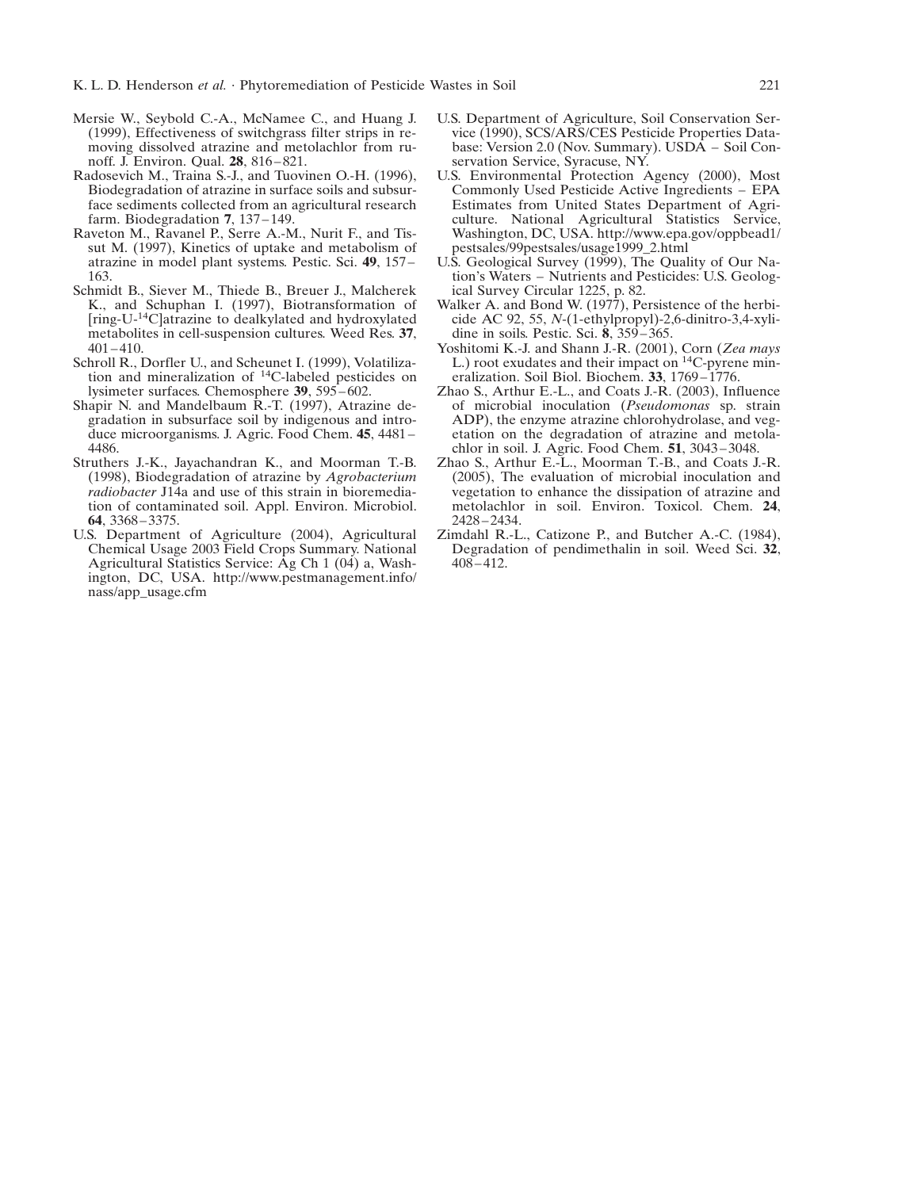Mersie W., Seybold C.-A., McNamee C., and Huang J. (1999), Effectiveness of switchgrass filter strips in removing dissolved atrazine and metolachlor from runoff. J. Environ. Qual. **28**, 816–821.

Radosevich M., Traina S.-J., and Tuovinen O.-H. (1996), Biodegradation of atrazine in surface soils and subsurface sediments collected from an agricultural research farm. Biodegradation **7**, 137–149.

Raveton M., Ravanel P., Serre A.-M., Nurit F., and Tissut M. (1997), Kinetics of uptake and metabolism of atrazine in model plant systems. Pestic. Sci. **49**, 157–163.

Schmidt B., Siever M., Thiede B., Breuer J., Malcherek K., and Schuphan I. (1997), Biotransformation of [ring-U-$^{14}$C]atrazine to dealkylated and hydroxylated metabolites in cell-suspension cultures. Weed Res. **37**, 401–410.

Schroll R., Dorfler U., and Scheunet I. (1999), Volatilization and mineralization of $^{14}$C-labeled pesticides on lysimeter surfaces. Chemosphere **39**, 595–602.

Shapir N. and Mandelbaum R.-T. (1997), Atrazine degradation in subsurface soil by indigenous and introduce microorganisms. J. Agric. Food Chem. **45**, 4481–4486.

Struthers J.-K., Jayachandran K., and Moorman T.-B. (1998), Biodegradation of atrazine by *Agrobacterium radiobacter* J14a and use of this strain in bioremediation of contaminated soil. Appl. Environ. Microbiol. **64**, 3368–3375.

U.S. Department of Agriculture (2004), Agricultural Chemical Usage 2003 Field Crops Summary. National Agricultural Statistics Service: Ag Ch 1 (04) a, Washington, DC, USA. http://www.pestmanagement.info/nass/app_usage.cfm

U.S. Department of Agriculture, Soil Conservation Service (1990), SCS/ARS/CES Pesticide Properties Database: Version 2.0 (Nov. Summary). USDA – Soil Conservation Service, Syracuse, NY.

U.S. Environmental Protection Agency (2000), Most Commonly Used Pesticide Active Ingredients – EPA Estimates from United States Department of Agriculture. National Agricultural Statistics Service, Washington, DC, USA. http://www.epa.gov/oppbead1/pestsales/99pestsales/usage1999_2.html

U.S. Geological Survey (1999), The Quality of Our Nation's Waters – Nutrients and Pesticides: U.S. Geological Survey Circular 1225, p. 82.

Walker A. and Bond W. (1977), Persistence of the herbicide AC 92, 55, *N*-(1-ethylpropyl)-2,6-dinitro-3,4-xylidine in soils. Pestic. Sci. **8**, 359–365.

Yoshitomi K.-J. and Shann J.-R. (2001), Corn (*Zea mays* L.) root exudates and their impact on $^{14}$C-pyrene mineralization. Soil Biol. Biochem. **33**, 1769–1776.

Zhao S., Arthur E.-L., and Coats J.-R. (2003), Influence of microbial inoculation (*Pseudomonas* sp. strain ADP), the enzyme atrazine chlorohydrolase, and vegetation on the degradation of atrazine and metolachlor in soil. J. Agric. Food Chem. **51**, 3043–3048.

Zhao S., Arthur E.-L., Moorman T.-B., and Coats J.-R. (2005), The evaluation of microbial inoculation and vegetation to enhance the dissipation of atrazine and metolachlor in soil. Environ. Toxicol. Chem. **24**, 2428–2434.

Zimdahl R.-L., Catizone P., and Butcher A.-C. (1984), Degradation of pendimethalin in soil. Weed Sci. **32**, 408–412.